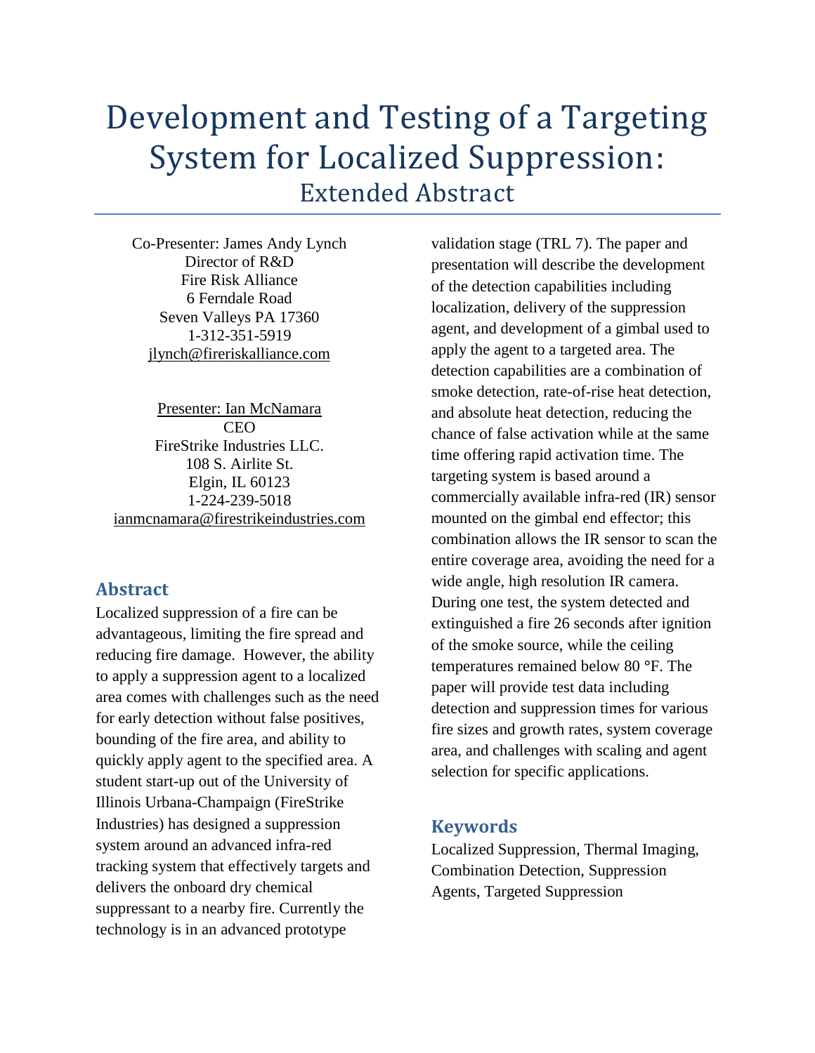# Development and Testing of a Targeting System for Localized Suppression: Extended Abstract

Co-Presenter: James Andy Lynch
Director of R&D
Fire Risk Alliance
6 Ferndale Road
Seven Valleys PA 17360
1-312-351-5919
jlynch@fireriskalliance.com

Presenter: Ian McNamara
CEO
FireStrike Industries LLC.
108 S. Airlite St.
Elgin, IL 60123
1-224-239-5018
ianmcnamara@firestrikeindustries.com

## Abstract

Localized suppression of a fire can be advantageous, limiting the fire spread and reducing fire damage. However, the ability to apply a suppression agent to a localized area comes with challenges such as the need for early detection without false positives, bounding of the fire area, and ability to quickly apply agent to the specified area. A student start-up out of the University of Illinois Urbana-Champaign (FireStrike Industries) has designed a suppression system around an advanced infra-red tracking system that effectively targets and delivers the onboard dry chemical suppressant to a nearby fire. Currently the technology is in an advanced prototype validation stage (TRL 7). The paper and presentation will describe the development of the detection capabilities including localization, delivery of the suppression agent, and development of a gimbal used to apply the agent to a targeted area. The detection capabilities are a combination of smoke detection, rate-of-rise heat detection, and absolute heat detection, reducing the chance of false activation while at the same time offering rapid activation time. The targeting system is based around a commercially available infra-red (IR) sensor mounted on the gimbal end effector; this combination allows the IR sensor to scan the entire coverage area, avoiding the need for a wide angle, high resolution IR camera. During one test, the system detected and extinguished a fire 26 seconds after ignition of the smoke source, while the ceiling temperatures remained below 80 °F. The paper will provide test data including detection and suppression times for various fire sizes and growth rates, system coverage area, and challenges with scaling and agent selection for specific applications.

## Keywords

Localized Suppression, Thermal Imaging, Combination Detection, Suppression Agents, Targeted Suppression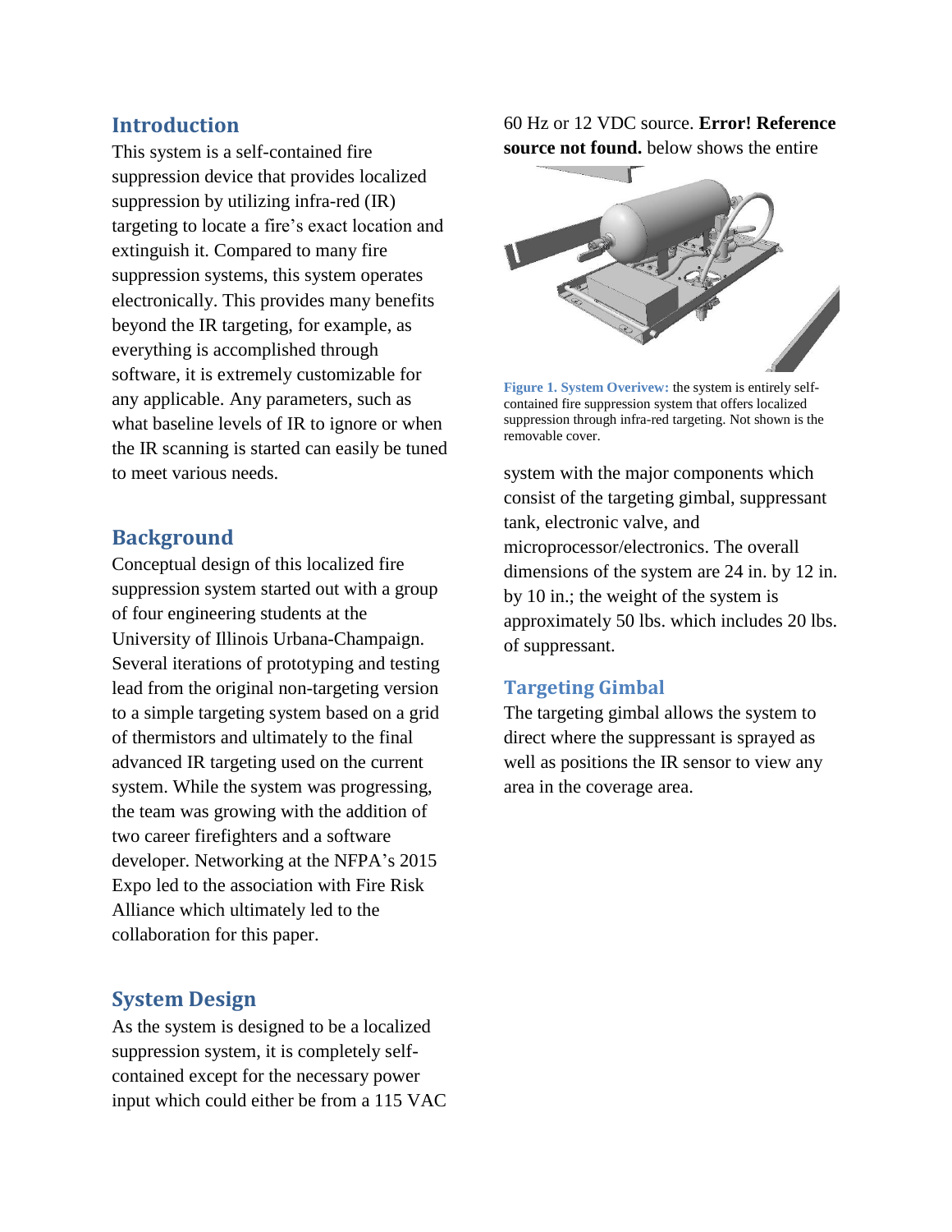## Introduction

This system is a self-contained fire suppression device that provides localized suppression by utilizing infra-red (IR) targeting to locate a fire's exact location and extinguish it. Compared to many fire suppression systems, this system operates electronically. This provides many benefits beyond the IR targeting, for example, as everything is accomplished through software, it is extremely customizable for any applicable. Any parameters, such as what baseline levels of IR to ignore or when the IR scanning is started can easily be tuned to meet various needs.

## Background

Conceptual design of this localized fire suppression system started out with a group of four engineering students at the University of Illinois Urbana-Champaign. Several iterations of prototyping and testing lead from the original non-targeting version to a simple targeting system based on a grid of thermistors and ultimately to the final advanced IR targeting used on the current system. While the system was progressing, the team was growing with the addition of two career firefighters and a software developer. Networking at the NFPA's 2015 Expo led to the association with Fire Risk Alliance which ultimately led to the collaboration for this paper.

## System Design

As the system is designed to be a localized suppression system, it is completely self-contained except for the necessary power input which could either be from a 115 VAC 60 Hz or 12 VDC source. **Error! Reference source not found.** below shows the entire system with the major components which consist of the targeting gimbal, suppressant tank, electronic valve, and microprocessor/electronics. The overall dimensions of the system are 24 in. by 12 in. by 10 in.; the weight of the system is approximately 50 lbs. which includes 20 lbs. of suppressant.

**Figure 1. System Overivew:** the system is entirely self-contained fire suppression system that offers localized suppression through infra-red targeting. Not shown is the removable cover.

### Targeting Gimbal

The targeting gimbal allows the system to direct where the suppressant is sprayed as well as positions the IR sensor to view any area in the coverage area.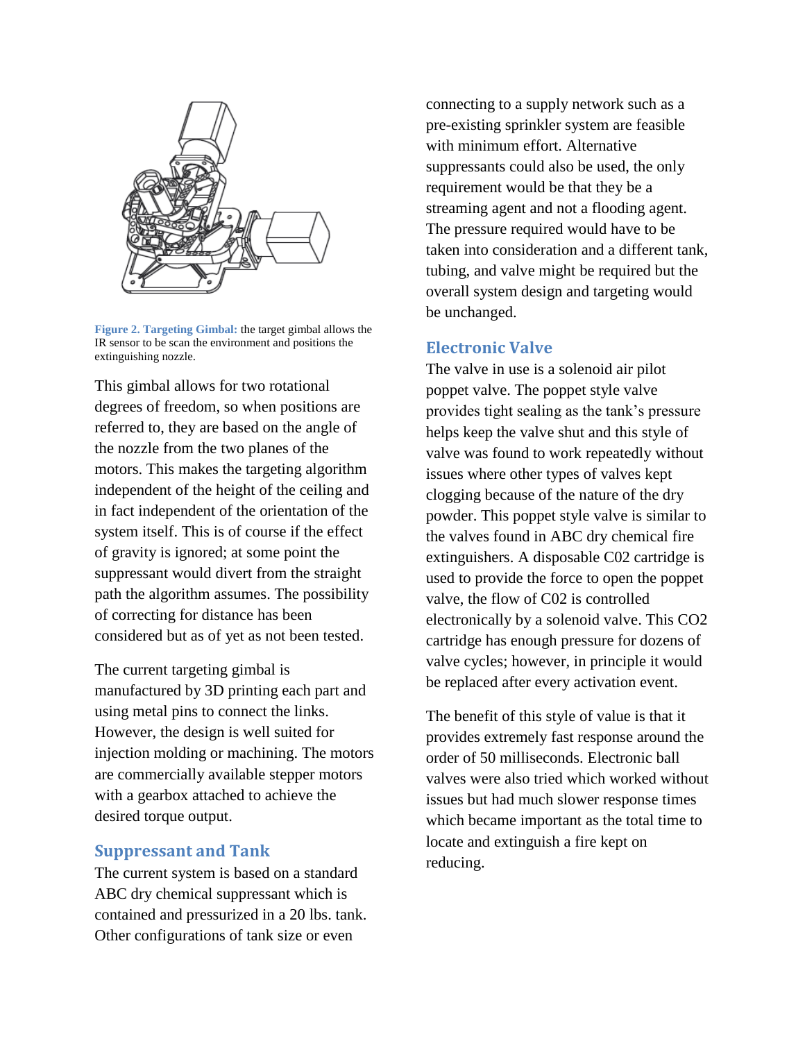**Figure 2. Targeting Gimbal:** the target gimbal allows the IR sensor to be scan the environment and positions the extinguishing nozzle.

This gimbal allows for two rotational degrees of freedom, so when positions are referred to, they are based on the angle of the nozzle from the two planes of the motors. This makes the targeting algorithm independent of the height of the ceiling and in fact independent of the orientation of the system itself. This is of course if the effect of gravity is ignored; at some point the suppressant would divert from the straight path the algorithm assumes. The possibility of correcting for distance has been considered but as of yet as not been tested.

The current targeting gimbal is manufactured by 3D printing each part and using metal pins to connect the links. However, the design is well suited for injection molding or machining. The motors are commercially available stepper motors with a gearbox attached to achieve the desired torque output.

## Suppressant and Tank

The current system is based on a standard ABC dry chemical suppressant which is contained and pressurized in a 20 lbs. tank. Other configurations of tank size or even connecting to a supply network such as a pre-existing sprinkler system are feasible with minimum effort. Alternative suppressants could also be used, the only requirement would be that they be a streaming agent and not a flooding agent. The pressure required would have to be taken into consideration and a different tank, tubing, and valve might be required but the overall system design and targeting would be unchanged.

## Electronic Valve

The valve in use is a solenoid air pilot poppet valve. The poppet style valve provides tight sealing as the tank's pressure helps keep the valve shut and this style of valve was found to work repeatedly without issues where other types of valves kept clogging because of the nature of the dry powder. This poppet style valve is similar to the valves found in ABC dry chemical fire extinguishers. A disposable C02 cartridge is used to provide the force to open the poppet valve, the flow of C02 is controlled electronically by a solenoid valve. This $CO_2$ cartridge has enough pressure for dozens of valve cycles; however, in principle it would be replaced after every activation event.

The benefit of this style of value is that it provides extremely fast response around the order of 50 milliseconds. Electronic ball valves were also tried which worked without issues but had much slower response times which became important as the total time to locate and extinguish a fire kept on reducing.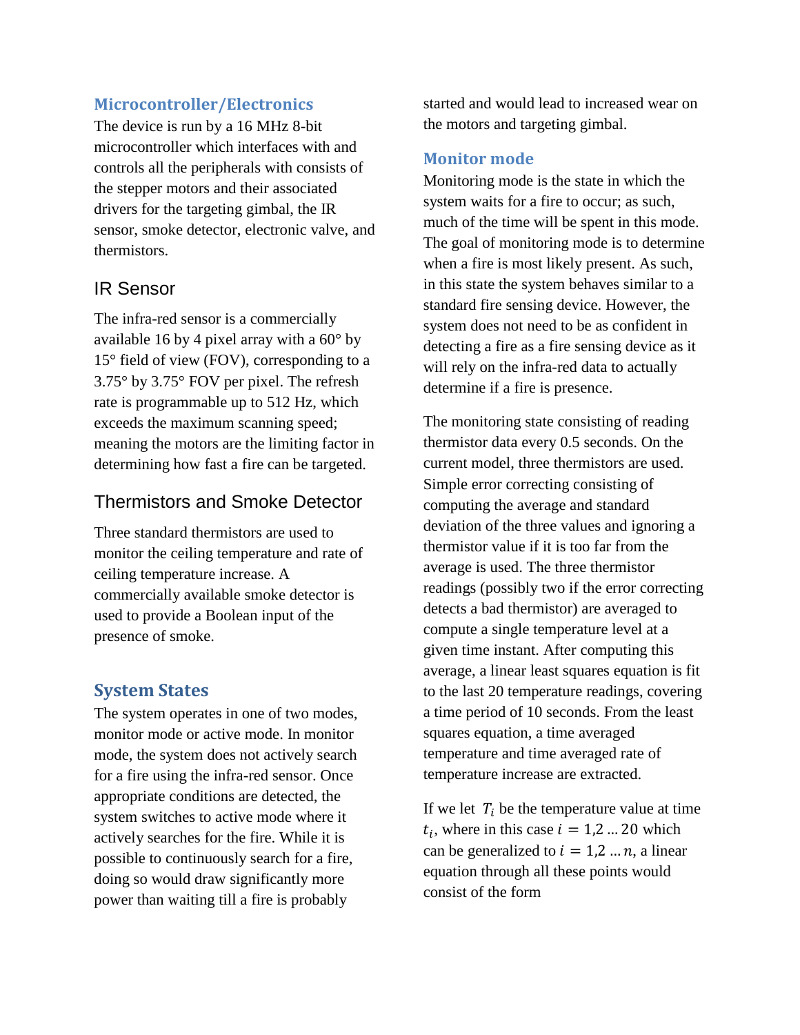### Microcontroller/Electronics

The device is run by a 16 MHz 8-bit microcontroller which interfaces with and controls all the peripherals with consists of the stepper motors and their associated drivers for the targeting gimbal, the IR sensor, smoke detector, electronic valve, and thermistors.

## IR Sensor

The infra-red sensor is a commercially available 16 by 4 pixel array with a 60° by 15° field of view (FOV), corresponding to a 3.75° by 3.75° FOV per pixel. The refresh rate is programmable up to 512 Hz, which exceeds the maximum scanning speed; meaning the motors are the limiting factor in determining how fast a fire can be targeted.

## Thermistors and Smoke Detector

Three standard thermistors are used to monitor the ceiling temperature and rate of ceiling temperature increase. A commercially available smoke detector is used to provide a Boolean input of the presence of smoke.

### System States

The system operates in one of two modes, monitor mode or active mode. In monitor mode, the system does not actively search for a fire using the infra-red sensor. Once appropriate conditions are detected, the system switches to active mode where it actively searches for the fire. While it is possible to continuously search for a fire, doing so would draw significantly more power than waiting till a fire is probably started and would lead to increased wear on the motors and targeting gimbal.

### Monitor mode

Monitoring mode is the state in which the system waits for a fire to occur; as such, much of the time will be spent in this mode. The goal of monitoring mode is to determine when a fire is most likely present. As such, in this state the system behaves similar to a standard fire sensing device. However, the system does not need to be as confident in detecting a fire as a fire sensing device as it will rely on the infra-red data to actually determine if a fire is presence.

The monitoring state consisting of reading thermistor data every 0.5 seconds. On the current model, three thermistors are used. Simple error correcting consisting of computing the average and standard deviation of the three values and ignoring a thermistor value if it is too far from the average is used. The three thermistor readings (possibly two if the error correcting detects a bad thermistor) are averaged to compute a single temperature level at a given time instant. After computing this average, a linear least squares equation is fit to the last 20 temperature readings, covering a time period of 10 seconds. From the least squares equation, a time averaged temperature and time averaged rate of temperature increase are extracted.

If we let $T_i$ be the temperature value at time $t_i$, where in this case $i = 1,2 \ldots 20$ which can be generalized to $i = 1,2 \ldots n$, a linear equation through all these points would consist of the form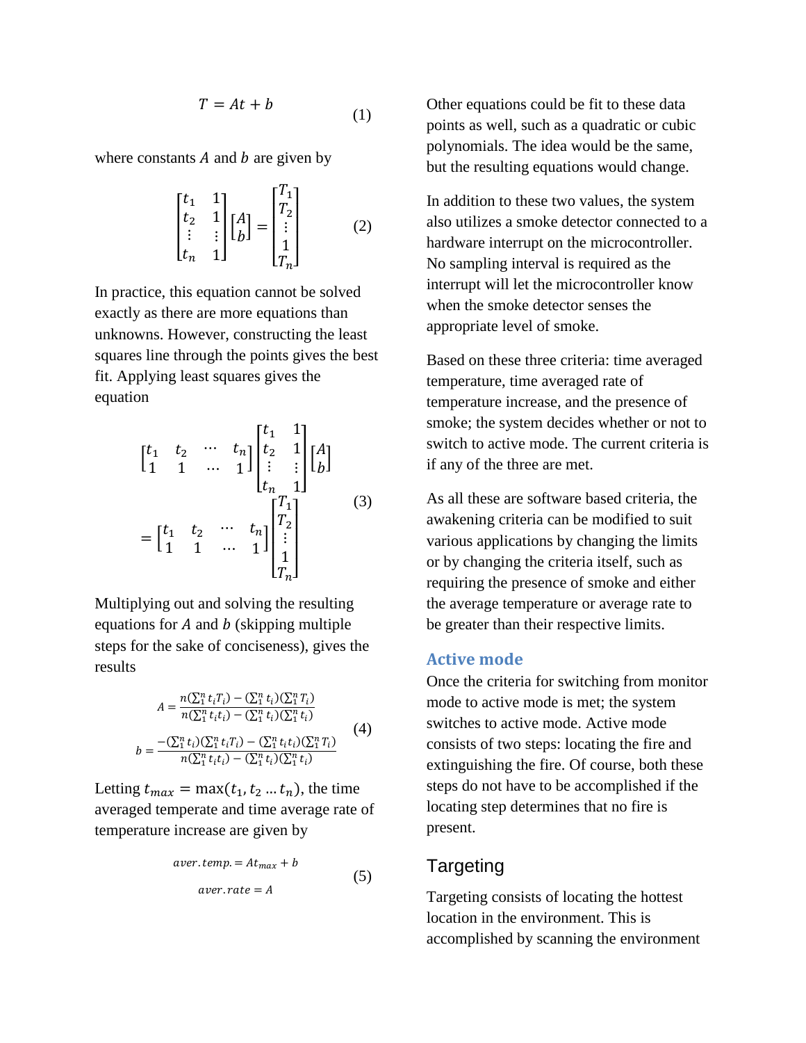$$T = At + b \tag{1}$$

where constants $A$ and $b$ are given by

$$\begin{bmatrix} t_1 & 1 \\ t_2 & 1 \\ \vdots & \vdots \\ t_n & 1 \end{bmatrix} \begin{bmatrix} A \\ b \end{bmatrix} = \begin{bmatrix} T_1 \\ T_2 \\ \vdots \\ 1 \\ T_n \end{bmatrix} \tag{2}$$

In practice, this equation cannot be solved exactly as there are more equations than unknowns. However, constructing the least squares line through the points gives the best fit. Applying least squares gives the equation

$$\begin{bmatrix} t_1 & t_2 & \cdots & t_n \\ 1 & 1 & \cdots & 1 \end{bmatrix} \begin{bmatrix} t_1 & 1 \\ t_2 & 1 \\ \vdots & \vdots \\ t_n & 1 \end{bmatrix} \begin{bmatrix} A \\ b \end{bmatrix} = \begin{bmatrix} t_1 & t_2 & \cdots & t_n \\ 1 & 1 & \cdots & 1 \end{bmatrix} \begin{bmatrix} T_1 \\ T_2 \\ \vdots \\ 1 \\ T_n \end{bmatrix} \tag{3}$$

Multiplying out and solving the resulting equations for $A$ and $b$ (skipping multiple steps for the sake of conciseness), gives the results

$$A = \frac{n(\sum_1^n t_i T_i) - (\sum_1^n t_i)(\sum_1^n T_i)}{n(\sum_1^n t_i t_i) - (\sum_1^n t_i)(\sum_1^n t_i)}$$
$$b = \frac{-(\sum_1^n t_i)(\sum_1^n t_i T_i) - (\sum_1^n t_i t_i)(\sum_1^n T_i)}{n(\sum_1^n t_i t_i) - (\sum_1^n t_i)(\sum_1^n t_i)} \tag{4}$$

Letting $t_{max} = \max(t_1, t_2 \ldots t_n)$, the time averaged temperate and time average rate of temperature increase are given by

$$aver.temp. = At_{max} + b$$
$$aver.rate = A \tag{5}$$

Other equations could be fit to these data points as well, such as a quadratic or cubic polynomials. The idea would be the same, but the resulting equations would change.

In addition to these two values, the system also utilizes a smoke detector connected to a hardware interrupt on the microcontroller. No sampling interval is required as the interrupt will let the microcontroller know when the smoke detector senses the appropriate level of smoke.

Based on these three criteria: time averaged temperature, time averaged rate of temperature increase, and the presence of smoke; the system decides whether or not to switch to active mode. The current criteria is if any of the three are met.

As all these are software based criteria, the awakening criteria can be modified to suit various applications by changing the limits or by changing the criteria itself, such as requiring the presence of smoke and either the average temperature or average rate to be greater than their respective limits.

### Active mode

Once the criteria for switching from monitor mode to active mode is met; the system switches to active mode. Active mode consists of two steps: locating the fire and extinguishing the fire. Of course, both these steps do not have to be accomplished if the locating step determines that no fire is present.

#### Targeting

Targeting consists of locating the hottest location in the environment. This is accomplished by scanning the environment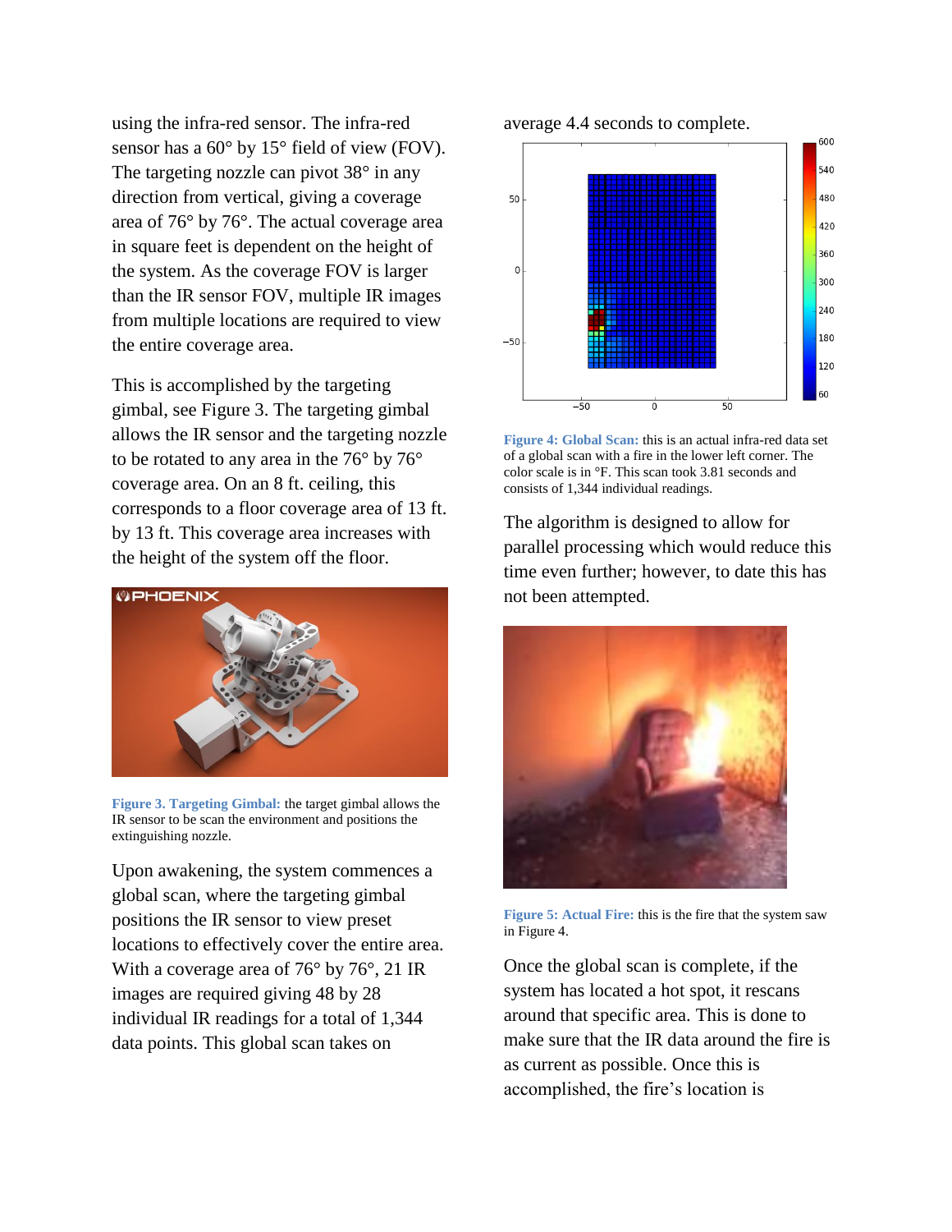using the infra-red sensor. The infra-red sensor has a 60° by 15° field of view (FOV). The targeting nozzle can pivot 38° in any direction from vertical, giving a coverage area of 76° by 76°. The actual coverage area in square feet is dependent on the height of the system. As the coverage FOV is larger than the IR sensor FOV, multiple IR images from multiple locations are required to view the entire coverage area.

This is accomplished by the targeting gimbal, see Figure 3. The targeting gimbal allows the IR sensor and the targeting nozzle to be rotated to any area in the 76° by 76° coverage area. On an 8 ft. ceiling, this corresponds to a floor coverage area of 13 ft. by 13 ft. This coverage area increases with the height of the system off the floor.

**Figure 3. Targeting Gimbal:** the target gimbal allows the IR sensor to be scan the environment and positions the extinguishing nozzle.

Upon awakening, the system commences a global scan, where the targeting gimbal positions the IR sensor to view preset locations to effectively cover the entire area. With a coverage area of 76° by 76°, 21 IR images are required giving 48 by 28 individual IR readings for a total of 1,344 data points. This global scan takes on average 4.4 seconds to complete.

**Figure 4: Global Scan:** this is an actual infra-red data set of a global scan with a fire in the lower left corner. The color scale is in °F. This scan took 3.81 seconds and consists of 1,344 individual readings.

The algorithm is designed to allow for parallel processing which would reduce this time even further; however, to date this has not been attempted.

**Figure 5: Actual Fire:** this is the fire that the system saw in Figure 4.

Once the global scan is complete, if the system has located a hot spot, it rescans around that specific area. This is done to make sure that the IR data around the fire is as current as possible. Once this is accomplished, the fire's location is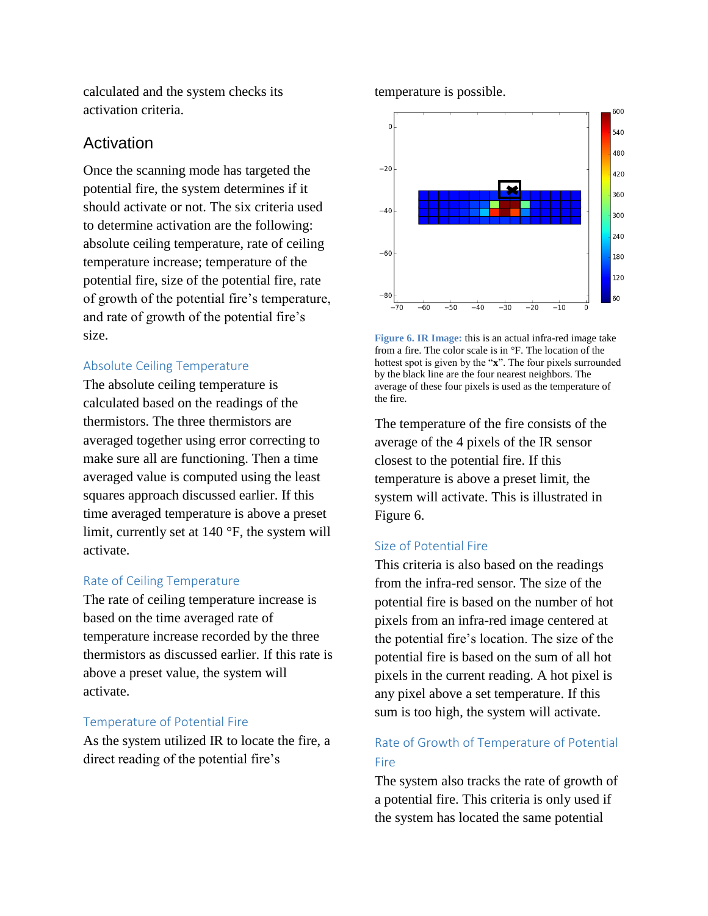calculated and the system checks its activation criteria.

## Activation

Once the scanning mode has targeted the potential fire, the system determines if it should activate or not. The six criteria used to determine activation are the following: absolute ceiling temperature, rate of ceiling temperature increase; temperature of the potential fire, size of the potential fire, rate of growth of the potential fire's temperature, and rate of growth of the potential fire's size.

### Absolute Ceiling Temperature

The absolute ceiling temperature is calculated based on the readings of the thermistors. The three thermistors are averaged together using error correcting to make sure all are functioning. Then a time averaged value is computed using the least squares approach discussed earlier. If this time averaged temperature is above a preset limit, currently set at 140 °F, the system will activate.

### Rate of Ceiling Temperature

The rate of ceiling temperature increase is based on the time averaged rate of temperature increase recorded by the three thermistors as discussed earlier. If this rate is above a preset value, the system will activate.

### Temperature of Potential Fire

As the system utilized IR to locate the fire, a direct reading of the potential fire's temperature is possible.

**Figure 6. IR Image:** this is an actual infra-red image take from a fire. The color scale is in °F. The location of the hottest spot is given by the "**x**". The four pixels surrounded by the black line are the four nearest neighbors. The average of these four pixels is used as the temperature of the fire.

The temperature of the fire consists of the average of the 4 pixels of the IR sensor closest to the potential fire. If this temperature is above a preset limit, the system will activate. This is illustrated in Figure 6.

### Size of Potential Fire

This criteria is also based on the readings from the infra-red sensor. The size of the potential fire is based on the number of hot pixels from an infra-red image centered at the potential fire's location. The size of the potential fire is based on the sum of all hot pixels in the current reading. A hot pixel is any pixel above a set temperature. If this sum is too high, the system will activate.

### Rate of Growth of Temperature of Potential Fire

The system also tracks the rate of growth of a potential fire. This criteria is only used if the system has located the same potential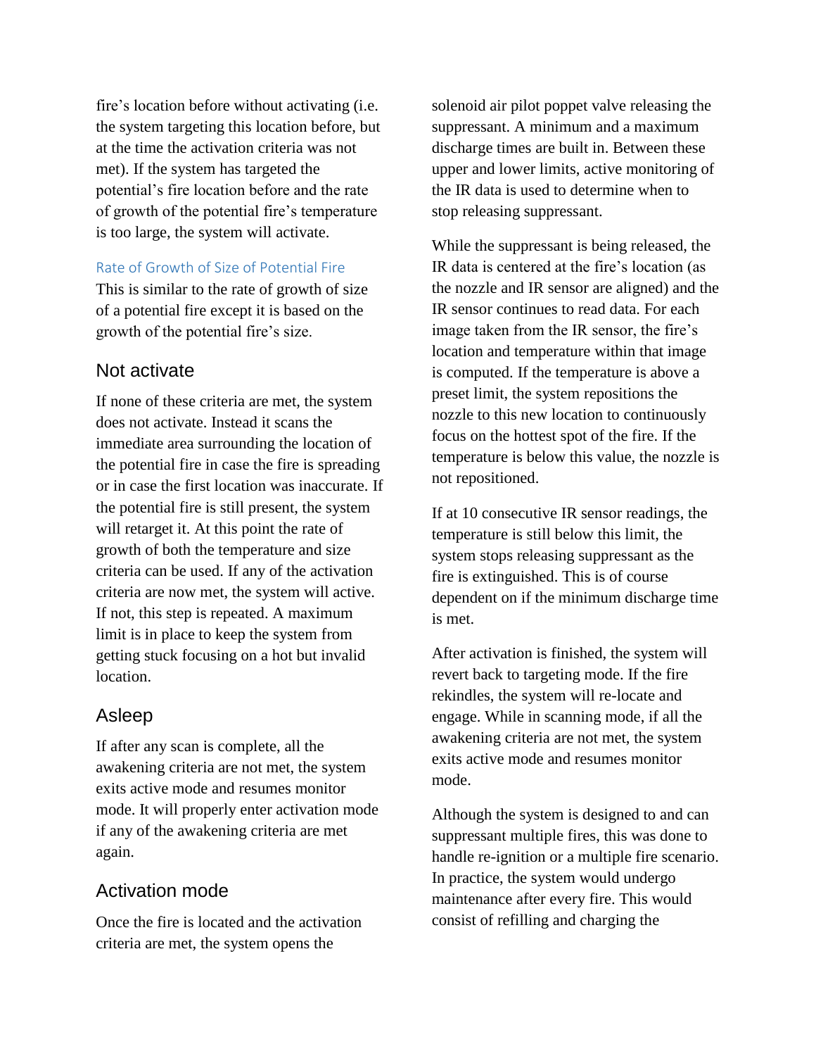fire's location before without activating (i.e. the system targeting this location before, but at the time the activation criteria was not met). If the system has targeted the potential's fire location before and the rate of growth of the potential fire's temperature is too large, the system will activate.

### Rate of Growth of Size of Potential Fire

This is similar to the rate of growth of size of a potential fire except it is based on the growth of the potential fire's size.

## Not activate

If none of these criteria are met, the system does not activate. Instead it scans the immediate area surrounding the location of the potential fire in case the fire is spreading or in case the first location was inaccurate. If the potential fire is still present, the system will retarget it. At this point the rate of growth of both the temperature and size criteria can be used. If any of the activation criteria are now met, the system will active. If not, this step is repeated. A maximum limit is in place to keep the system from getting stuck focusing on a hot but invalid location.

## Asleep

If after any scan is complete, all the awakening criteria are not met, the system exits active mode and resumes monitor mode. It will properly enter activation mode if any of the awakening criteria are met again.

## Activation mode

Once the fire is located and the activation criteria are met, the system opens the solenoid air pilot poppet valve releasing the suppressant. A minimum and a maximum discharge times are built in. Between these upper and lower limits, active monitoring of the IR data is used to determine when to stop releasing suppressant.

While the suppressant is being released, the IR data is centered at the fire's location (as the nozzle and IR sensor are aligned) and the IR sensor continues to read data. For each image taken from the IR sensor, the fire's location and temperature within that image is computed. If the temperature is above a preset limit, the system repositions the nozzle to this new location to continuously focus on the hottest spot of the fire. If the temperature is below this value, the nozzle is not repositioned.

If at 10 consecutive IR sensor readings, the temperature is still below this limit, the system stops releasing suppressant as the fire is extinguished. This is of course dependent on if the minimum discharge time is met.

After activation is finished, the system will revert back to targeting mode. If the fire rekindles, the system will re-locate and engage. While in scanning mode, if all the awakening criteria are not met, the system exits active mode and resumes monitor mode.

Although the system is designed to and can suppressant multiple fires, this was done to handle re-ignition or a multiple fire scenario. In practice, the system would undergo maintenance after every fire. This would consist of refilling and charging the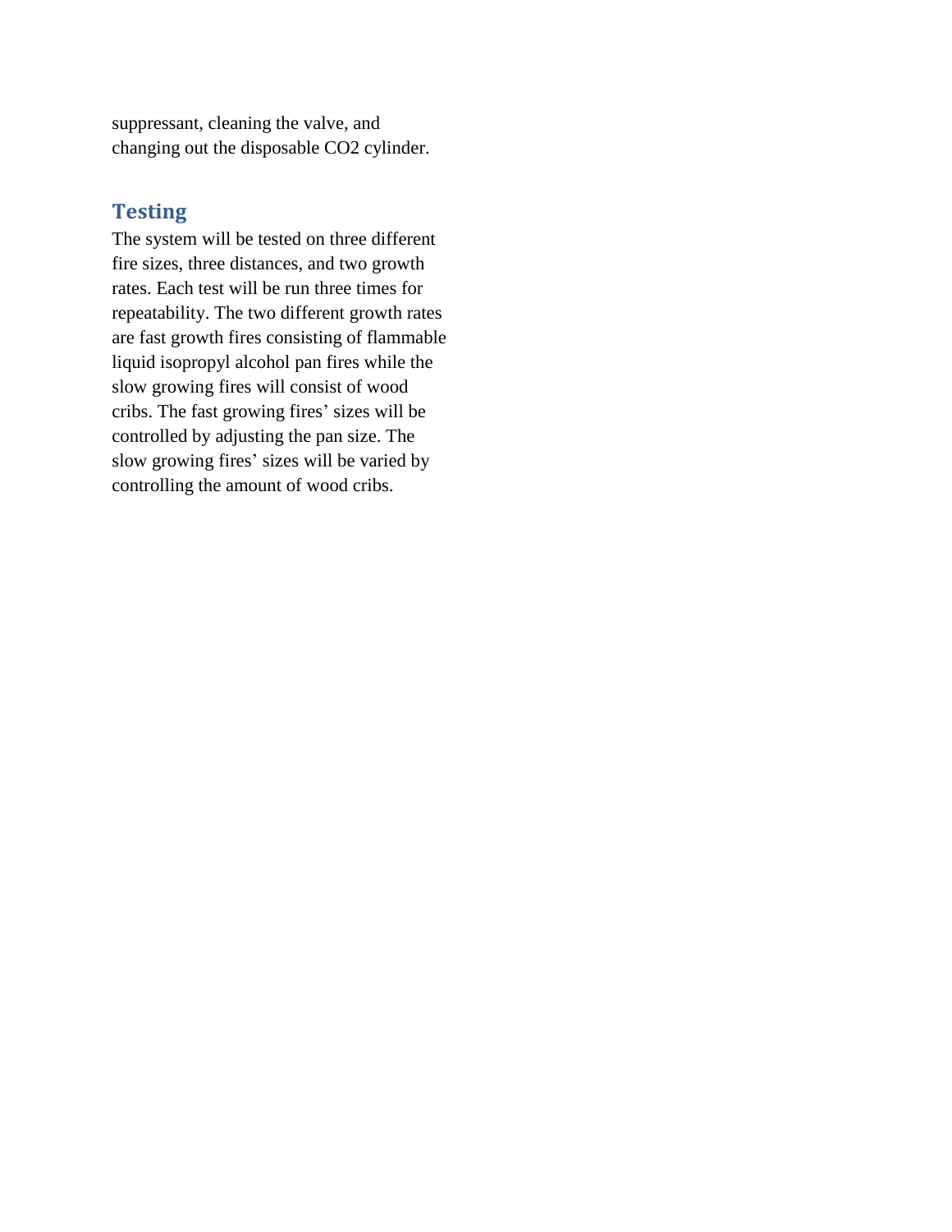suppressant, cleaning the valve, and changing out the disposable $CO_2$ cylinder.

## Testing

The system will be tested on three different fire sizes, three distances, and two growth rates. Each test will be run three times for repeatability. The two different growth rates are fast growth fires consisting of flammable liquid isopropyl alcohol pan fires while the slow growing fires will consist of wood cribs. The fast growing fires' sizes will be controlled by adjusting the pan size. The slow growing fires' sizes will be varied by controlling the amount of wood cribs.